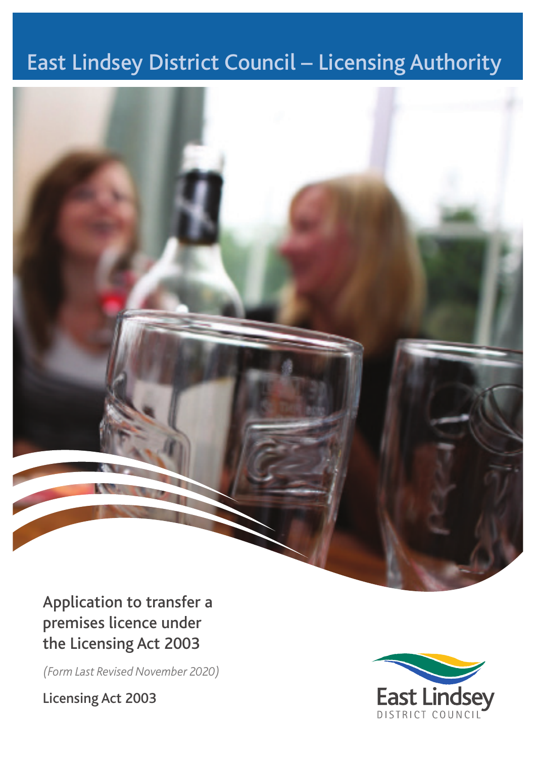# East Lindsey District Council – Licensing Authority

## Application to transfer a premises licence under the Licensing Act 2003

*(Form Last Revised November 2020)*

Licensing Act 2003

East Lindsey
DISTRICT COUNCIL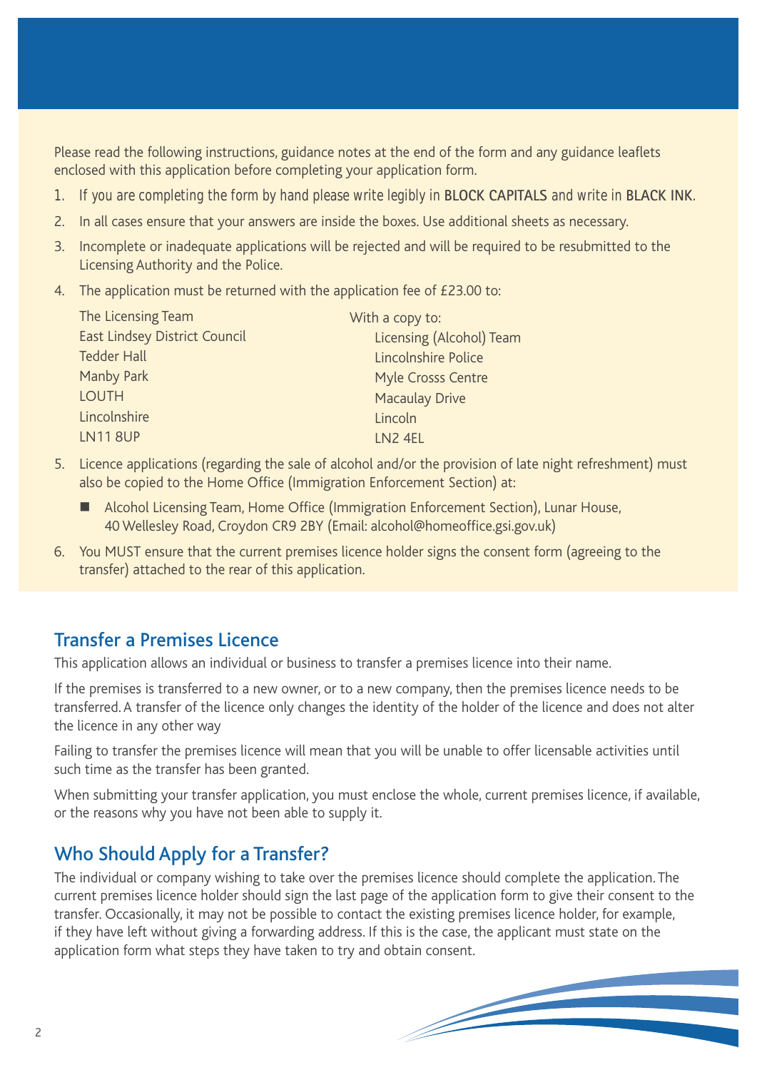Please read the following instructions, guidance notes at the end of the form and any guidance leaflets enclosed with this application before completing your application form.

1. If you are completing the form by hand please write legibly in **BLOCK CAPITALS** and write in **BLACK INK**.
2. In all cases ensure that your answers are inside the boxes. Use additional sheets as necessary.
3. Incomplete or inadequate applications will be rejected and will be required to be resubmitted to the Licensing Authority and the Police.
4. The application must be returned with the application fee of £23.00 to:

   The Licensing Team
   East Lindsey District Council
   Tedder Hall
   Manby Park
   LOUTH
   Lincolnshire
   LN11 8UP

   With a copy to:
   Licensing (Alcohol) Team
   Lincolnshire Police
   Myle Crosss Centre
   Macaulay Drive
   Lincoln
   LN2 4EL

5. Licence applications (regarding the sale of alcohol and/or the provision of late night refreshment) must also be copied to the Home Office (Immigration Enforcement Section) at:
   - Alcohol Licensing Team, Home Office (Immigration Enforcement Section), Lunar House, 40 Wellesley Road, Croydon CR9 2BY (Email: alcohol@homeoffice.gsi.gov.uk)
6. You MUST ensure that the current premises licence holder signs the consent form (agreeing to the transfer) attached to the rear of this application.

## Transfer a Premises Licence

This application allows an individual or business to transfer a premises licence into their name.

If the premises is transferred to a new owner, or to a new company, then the premises licence needs to be transferred. A transfer of the licence only changes the identity of the holder of the licence and does not alter the licence in any other way

Failing to transfer the premises licence will mean that you will be unable to offer licensable activities until such time as the transfer has been granted.

When submitting your transfer application, you must enclose the whole, current premises licence, if available, or the reasons why you have not been able to supply it.

## Who Should Apply for a Transfer?

The individual or company wishing to take over the premises licence should complete the application. The current premises licence holder should sign the last page of the application form to give their consent to the transfer. Occasionally, it may not be possible to contact the existing premises licence holder, for example, if they have left without giving a forwarding address. If this is the case, the applicant must state on the application form what steps they have taken to try and obtain consent.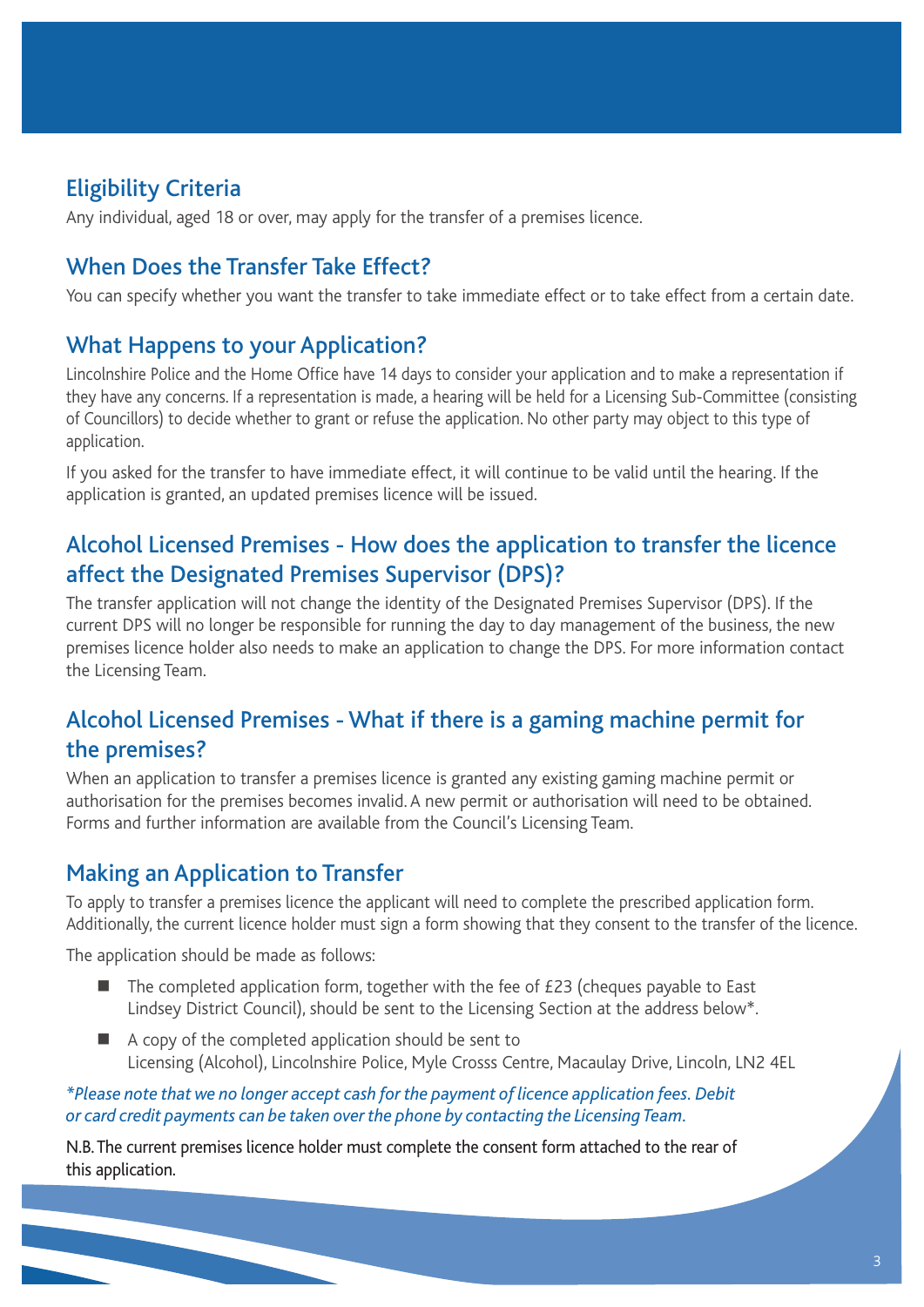## Eligibility Criteria

Any individual, aged 18 or over, may apply for the transfer of a premises licence.

## When Does the Transfer Take Effect?

You can specify whether you want the transfer to take immediate effect or to take effect from a certain date.

## What Happens to your Application?

Lincolnshire Police and the Home Office have 14 days to consider your application and to make a representation if they have any concerns. If a representation is made, a hearing will be held for a Licensing Sub-Committee (consisting of Councillors) to decide whether to grant or refuse the application. No other party may object to this type of application.

If you asked for the transfer to have immediate effect, it will continue to be valid until the hearing. If the application is granted, an updated premises licence will be issued.

## Alcohol Licensed Premises - How does the application to transfer the licence affect the Designated Premises Supervisor (DPS)?

The transfer application will not change the identity of the Designated Premises Supervisor (DPS). If the current DPS will no longer be responsible for running the day to day management of the business, the new premises licence holder also needs to make an application to change the DPS. For more information contact the Licensing Team.

## Alcohol Licensed Premises - What if there is a gaming machine permit for the premises?

When an application to transfer a premises licence is granted any existing gaming machine permit or authorisation for the premises becomes invalid. A new permit or authorisation will need to be obtained. Forms and further information are available from the Council's Licensing Team.

## Making an Application to Transfer

To apply to transfer a premises licence the applicant will need to complete the prescribed application form. Additionally, the current licence holder must sign a form showing that they consent to the transfer of the licence.

The application should be made as follows:

- The completed application form, together with the fee of £23 (cheques payable to East Lindsey District Council), should be sent to the Licensing Section at the address below*.
- A copy of the completed application should be sent to Licensing (Alcohol), Lincolnshire Police, Myle Crosss Centre, Macaulay Drive, Lincoln, LN2 4EL

*\*Please note that we no longer accept cash for the payment of licence application fees. Debit or card credit payments can be taken over the phone by contacting the Licensing Team.*

N.B. The current premises licence holder must complete the consent form attached to the rear of this application.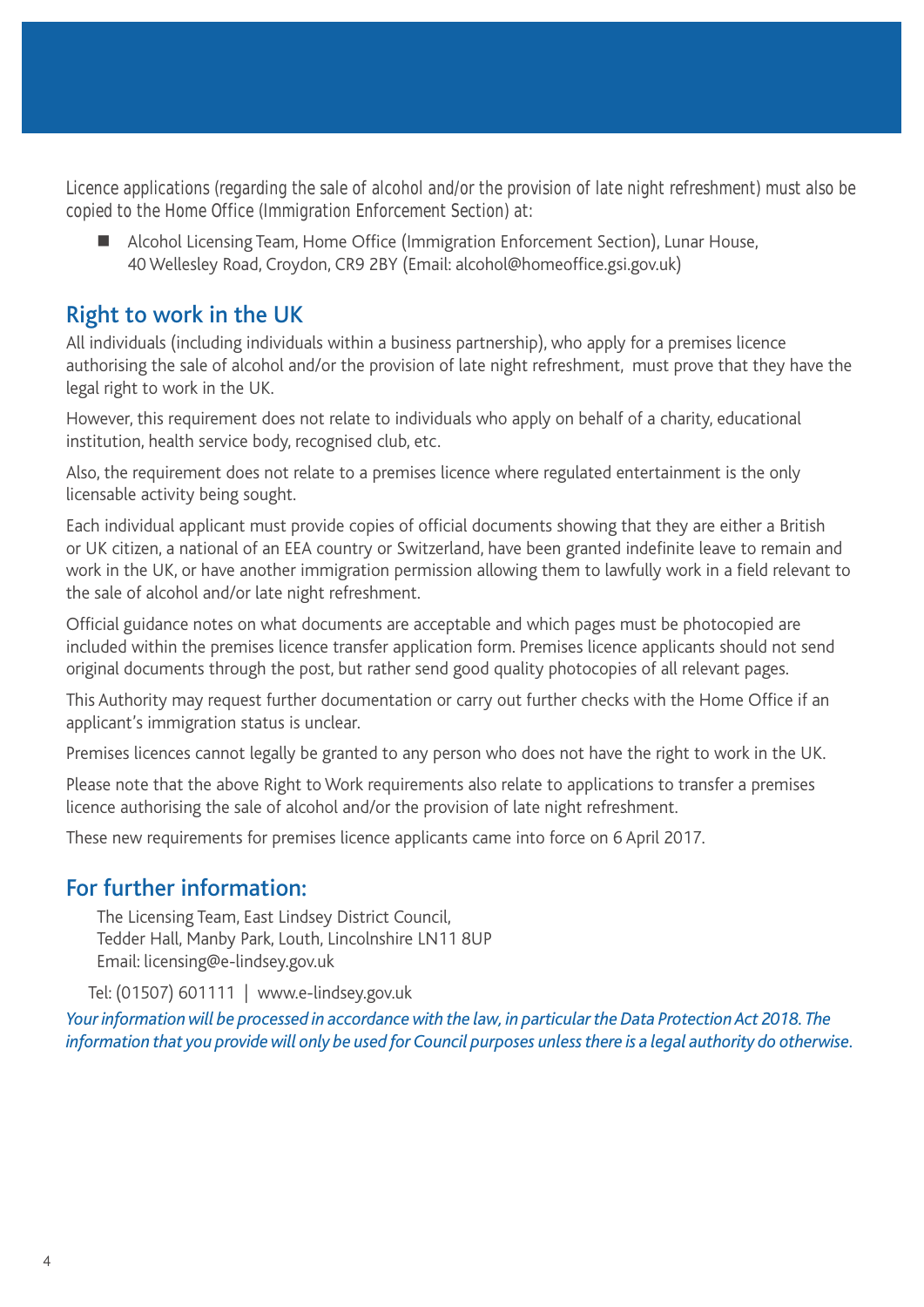Licence applications (regarding the sale of alcohol and/or the provision of late night refreshment) must also be copied to the Home Office (Immigration Enforcement Section) at:

- Alcohol Licensing Team, Home Office (Immigration Enforcement Section), Lunar House, 40 Wellesley Road, Croydon, CR9 2BY (Email: alcohol@homeoffice.gsi.gov.uk)

## Right to work in the UK

All individuals (including individuals within a business partnership), who apply for a premises licence authorising the sale of alcohol and/or the provision of late night refreshment, must prove that they have the legal right to work in the UK.

However, this requirement does not relate to individuals who apply on behalf of a charity, educational institution, health service body, recognised club, etc.

Also, the requirement does not relate to a premises licence where regulated entertainment is the only licensable activity being sought.

Each individual applicant must provide copies of official documents showing that they are either a British or UK citizen, a national of an EEA country or Switzerland, have been granted indefinite leave to remain and work in the UK, or have another immigration permission allowing them to lawfully work in a field relevant to the sale of alcohol and/or late night refreshment.

Official guidance notes on what documents are acceptable and which pages must be photocopied are included within the premises licence transfer application form. Premises licence applicants should not send original documents through the post, but rather send good quality photocopies of all relevant pages.

This Authority may request further documentation or carry out further checks with the Home Office if an applicant's immigration status is unclear.

Premises licences cannot legally be granted to any person who does not have the right to work in the UK.

Please note that the above Right to Work requirements also relate to applications to transfer a premises licence authorising the sale of alcohol and/or the provision of late night refreshment.

These new requirements for premises licence applicants came into force on 6 April 2017.

## For further information:

The Licensing Team, East Lindsey District Council,
Tedder Hall, Manby Park, Louth, Lincolnshire LN11 8UP
Email: licensing@e-lindsey.gov.uk

Tel: (01507) 601111 | www.e-lindsey.gov.uk

*Your information will be processed in accordance with the law, in particular the Data Protection Act 2018. The information that you provide will only be used for Council purposes unless there is a legal authority do otherwise.*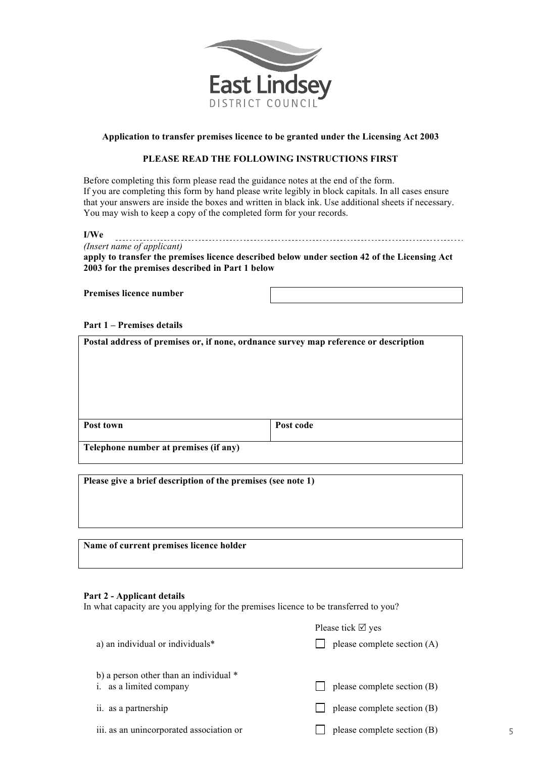East Lindsey
DISTRICT COUNCIL

**Application to transfer premises licence to be granted under the Licensing Act 2003**

**PLEASE READ THE FOLLOWING INSTRUCTIONS FIRST**

Before completing this form please read the guidance notes at the end of the form.
If you are completing this form by hand please write legibly in block capitals. In all cases ensure that your answers are inside the boxes and written in black ink. Use additional sheets if necessary.
You may wish to keep a copy of the completed form for your records.

**I/We** ..........................................................................................................................
*(Insert name of applicant)*
**apply to transfer the premises licence described below under section 42 of the Licensing Act 2003 for the premises described in Part 1 below**

| **Premises licence number** | |
|---|---|

**Part 1 – Premises details**

| **Postal address of premises or, if none, ordnance survey map reference or description** | |
|---|---|
| **Post town** | **Post code** |
| **Telephone number at premises (if any)** | |

| **Please give a brief description of the premises (see note 1)** |
|---|

| **Name of current premises licence holder** |
|---|

**Part 2 - Applicant details**
In what capacity are you applying for the premises licence to be transferred to you?

| | Please tick ☑ yes |
|---|---|
| a) an individual or individuals* | ☐ please complete section (A) |
| b) a person other than an individual * | |
| i. as a limited company | ☐ please complete section (B) |
| ii. as a partnership | ☐ please complete section (B) |
| iii. as an unincorporated association or | ☐ please complete section (B) |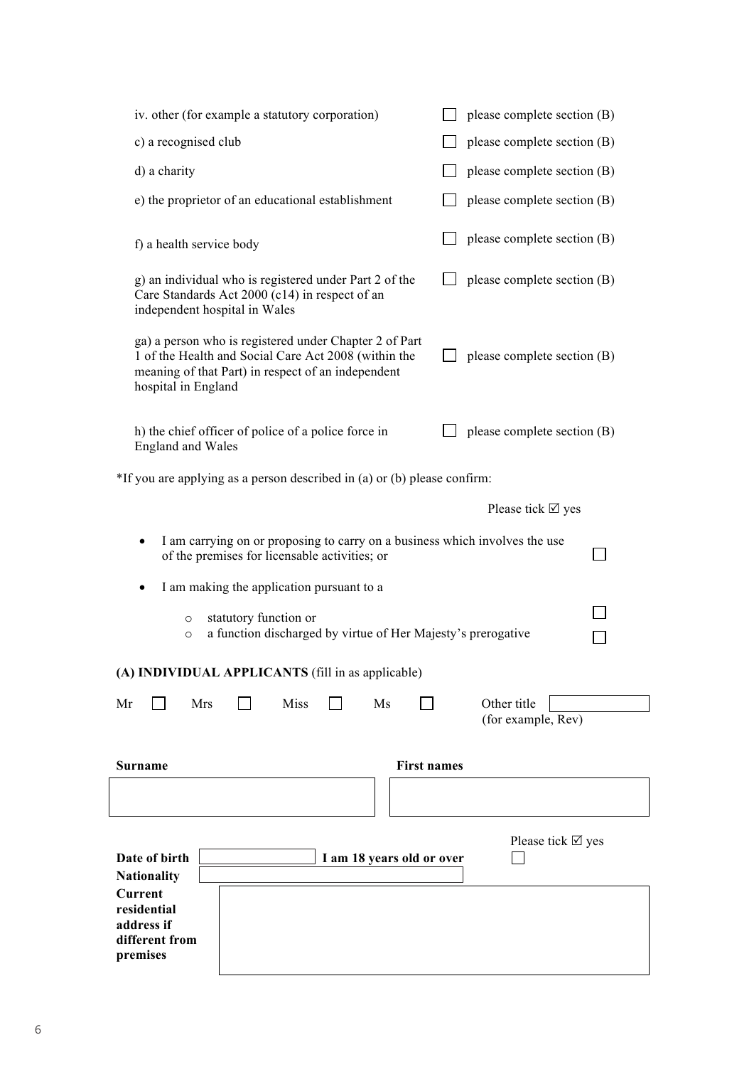| | |
|---|---|
| iv. other (for example a statutory corporation) | ☐ please complete section (B) |
| c) a recognised club | ☐ please complete section (B) |
| d) a charity | ☐ please complete section (B) |
| e) the proprietor of an educational establishment | ☐ please complete section (B) |
| f) a health service body | ☐ please complete section (B) |
| g) an individual who is registered under Part 2 of the Care Standards Act 2000 (c14) in respect of an independent hospital in Wales | ☐ please complete section (B) |
| ga) a person who is registered under Chapter 2 of Part 1 of the Health and Social Care Act 2008 (within the meaning of that Part) in respect of an independent hospital in England | ☐ please complete section (B) |
| h) the chief officer of police of a police force in England and Wales | ☐ please complete section (B) |

*If you are applying as a person described in (a) or (b) please confirm:

Please tick ☑ yes

- I am carrying on or proposing to carry on a business which involves the use of the premises for licensable activities; or ☐
- I am making the application pursuant to a
  - statutory function or ☐
  - a function discharged by virtue of Her Majesty's prerogative ☐

**(A) INDIVIDUAL APPLICANTS** (fill in as applicable)

Mr ☐ Mrs ☐ Miss ☐ Ms ☐ Other title (for example, Rev) [ ]

| **Surname** | **First names** |
|---|---|
| | |

**Date of birth** [ ] **I am 18 years old or over** ☐ Please tick ☑ yes

**Nationality** [ ]

**Current residential address if different from premises** [ ]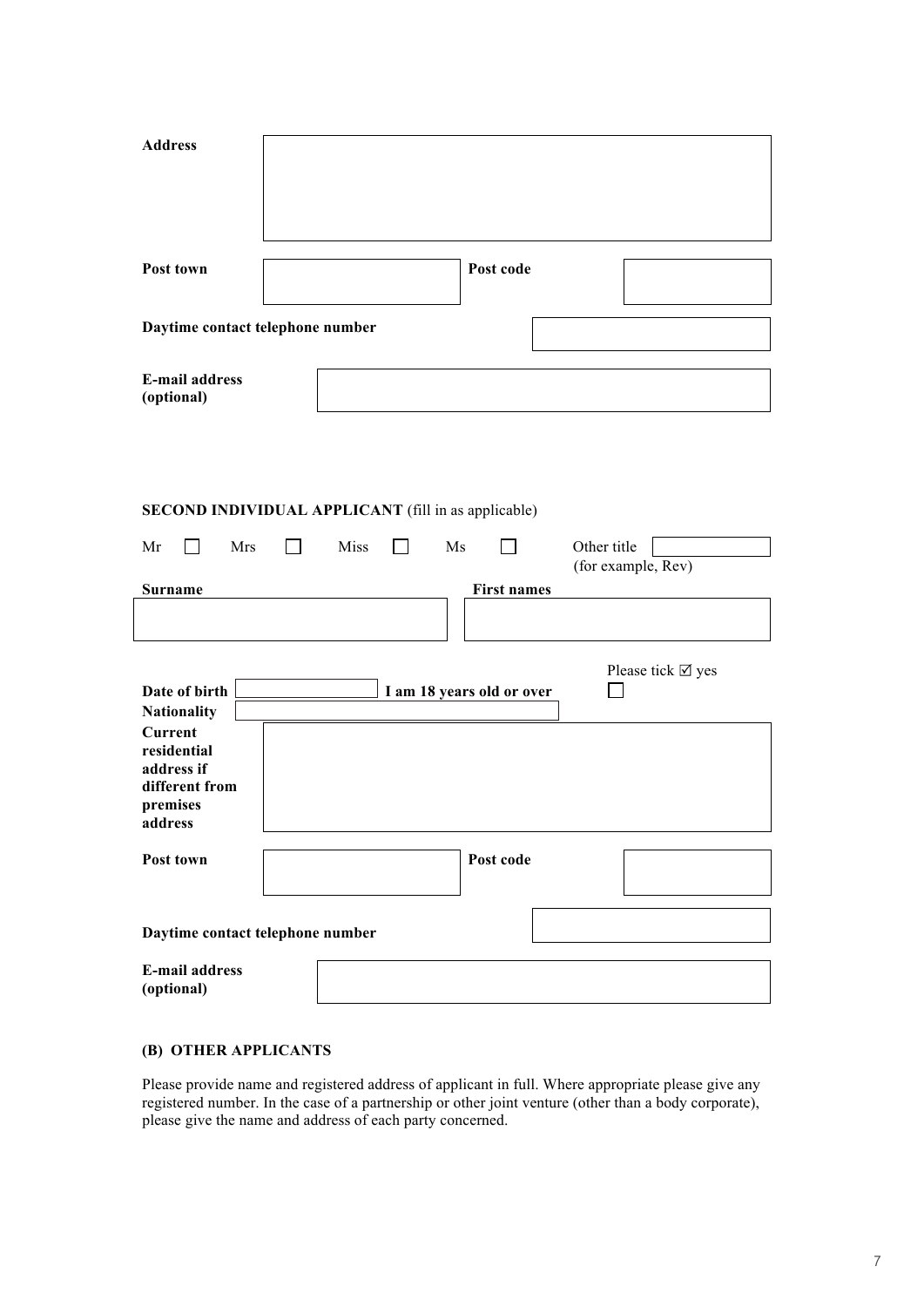**Address**

**Post town** | **Post code**

**Daytime contact telephone number**

**E-mail address (optional)**

**SECOND INDIVIDUAL APPLICANT** (fill in as applicable)

Mr ☐ Mrs ☐ Miss ☐ Ms ☐ Other title (for example, Rev)

**Surname** | **First names**

**Date of birth** | **I am 18 years old or over** — Please tick ☑ yes ☐

**Nationality**

**Current residential address if different from premises address**

**Post town** | **Post code**

**Daytime contact telephone number**

**E-mail address (optional)**

**(B) OTHER APPLICANTS**

Please provide name and registered address of applicant in full. Where appropriate please give any registered number. In the case of a partnership or other joint venture (other than a body corporate), please give the name and address of each party concerned.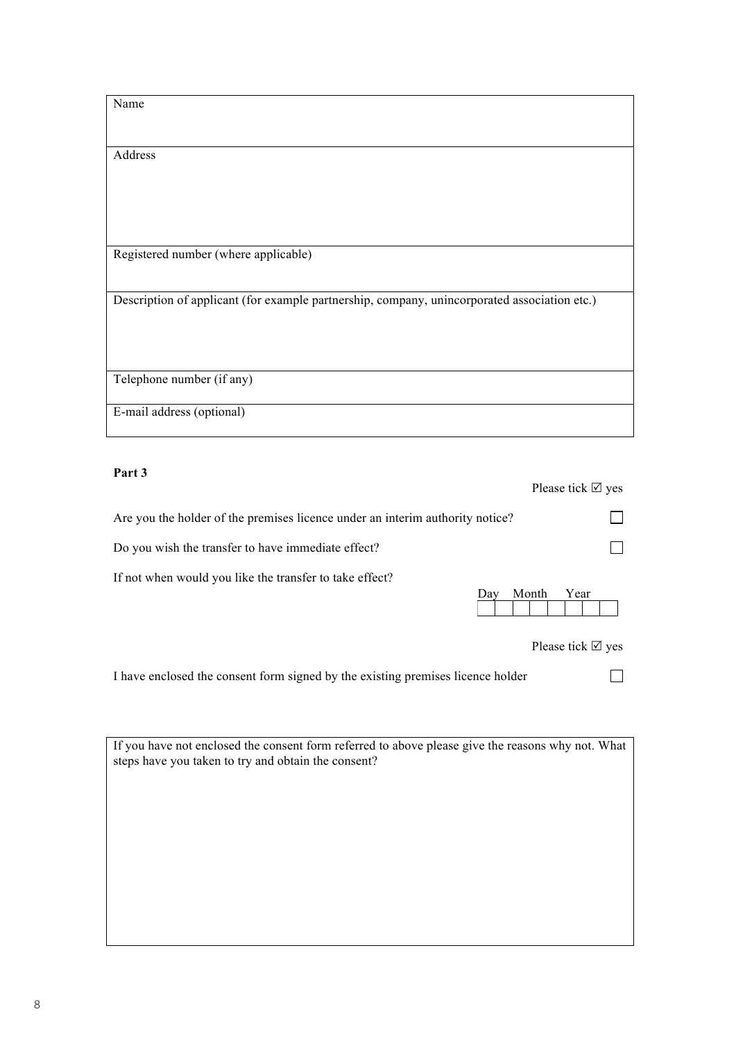| Name |
|---|
| Address |
| Registered number (where applicable) |
| Description of applicant (for example partnership, company, unincorporated association etc.) |
| Telephone number (if any) |
| E-mail address (optional) |

**Part 3**

| | Please tick ☑ yes |
|---|---|
| Are you the holder of the premises licence under an interim authority notice? | ☐ |
| Do you wish the transfer to have immediate effect? | ☐ |
| If not when would you like the transfer to take effect? | Day Month Year |

| | Please tick ☑ yes |
|---|---|
| I have enclosed the consent form signed by the existing premises licence holder | ☐ |

| If you have not enclosed the consent form referred to above please give the reasons why not. What steps have you taken to try and obtain the consent? |
|---|
| |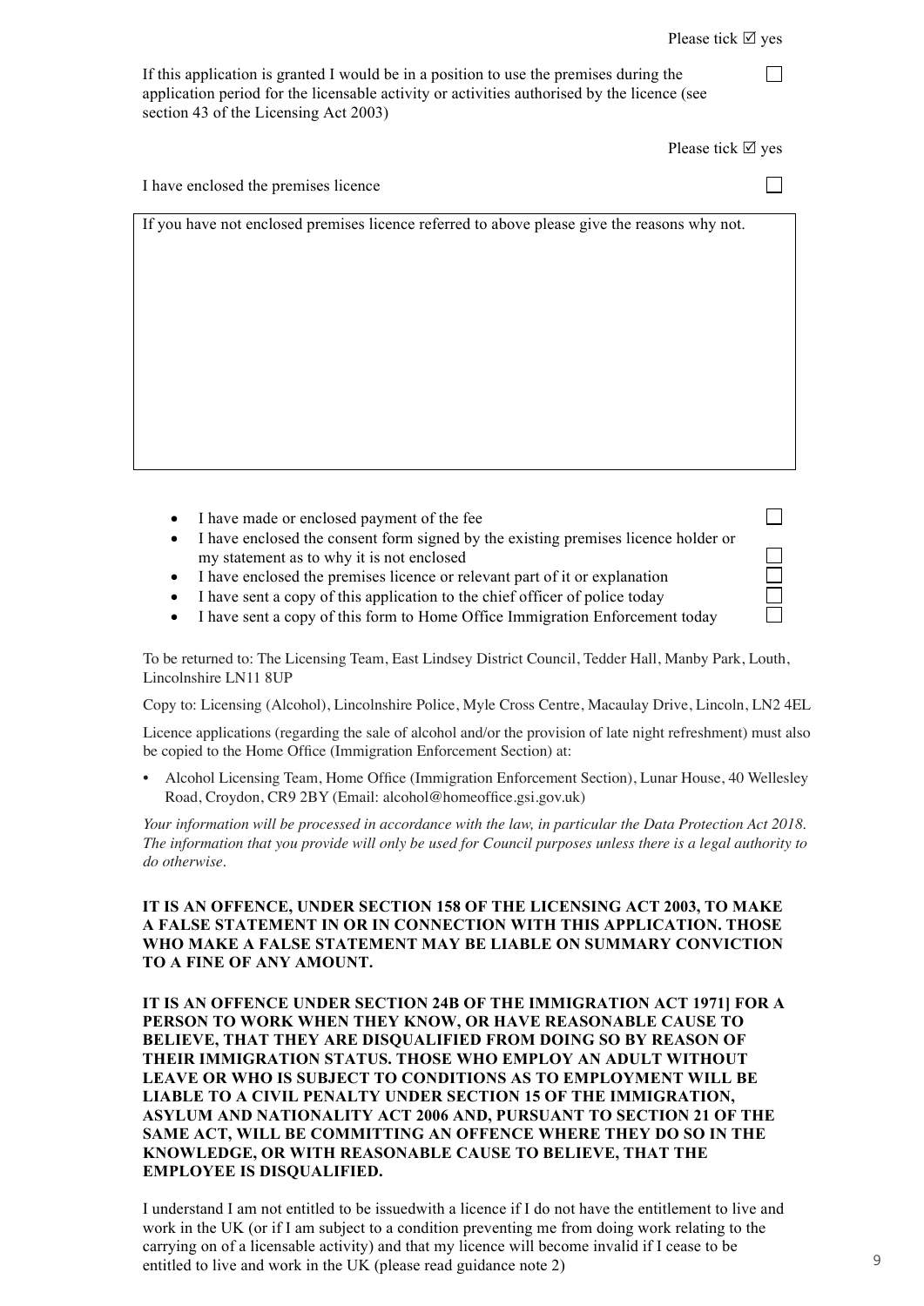Please tick ☑ yes

If this application is granted I would be in a position to use the premises during the application period for the licensable activity or activities authorised by the licence (see section 43 of the Licensing Act 2003) ☐

Please tick ☑ yes

I have enclosed the premises licence ☐

| If you have not enclosed premises licence referred to above please give the reasons why not. |
| --- |
| |

- I have made or enclosed payment of the fee ☐
- I have enclosed the consent form signed by the existing premises licence holder or my statement as to why it is not enclosed ☐
- I have enclosed the premises licence or relevant part of it or explanation ☐
- I have sent a copy of this application to the chief officer of police today ☐
- I have sent a copy of this form to Home Office Immigration Enforcement today ☐

To be returned to: The Licensing Team, East Lindsey District Council, Tedder Hall, Manby Park, Louth, Lincolnshire LN11 8UP

Copy to: Licensing (Alcohol), Lincolnshire Police, Myle Cross Centre, Macaulay Drive, Lincoln, LN2 4EL

Licence applications (regarding the sale of alcohol and/or the provision of late night refreshment) must also be copied to the Home Office (Immigration Enforcement Section) at:

- Alcohol Licensing Team, Home Office (Immigration Enforcement Section), Lunar House, 40 Wellesley Road, Croydon, CR9 2BY (Email: alcohol@homeoffice.gsi.gov.uk)

*Your information will be processed in accordance with the law, in particular the Data Protection Act 2018. The information that you provide will only be used for Council purposes unless there is a legal authority to do otherwise.*

**IT IS AN OFFENCE, UNDER SECTION 158 OF THE LICENSING ACT 2003, TO MAKE A FALSE STATEMENT IN OR IN CONNECTION WITH THIS APPLICATION. THOSE WHO MAKE A FALSE STATEMENT MAY BE LIABLE ON SUMMARY CONVICTION TO A FINE OF ANY AMOUNT.**

**IT IS AN OFFENCE UNDER SECTION 24B OF THE IMMIGRATION ACT 1971] FOR A PERSON TO WORK WHEN THEY KNOW, OR HAVE REASONABLE CAUSE TO BELIEVE, THAT THEY ARE DISQUALIFIED FROM DOING SO BY REASON OF THEIR IMMIGRATION STATUS. THOSE WHO EMPLOY AN ADULT WITHOUT LEAVE OR WHO IS SUBJECT TO CONDITIONS AS TO EMPLOYMENT WILL BE LIABLE TO A CIVIL PENALTY UNDER SECTION 15 OF THE IMMIGRATION, ASYLUM AND NATIONALITY ACT 2006 AND, PURSUANT TO SECTION 21 OF THE SAME ACT, WILL BE COMMITTING AN OFFENCE WHERE THEY DO SO IN THE KNOWLEDGE, OR WITH REASONABLE CAUSE TO BELIEVE, THAT THE EMPLOYEE IS DISQUALIFIED.**

I understand I am not entitled to be issuedwith a licence if I do not have the entitlement to live and work in the UK (or if I am subject to a condition preventing me from doing work relating to the carrying on of a licensable activity) and that my licence will become invalid if I cease to be entitled to live and work in the UK (please read guidance note 2)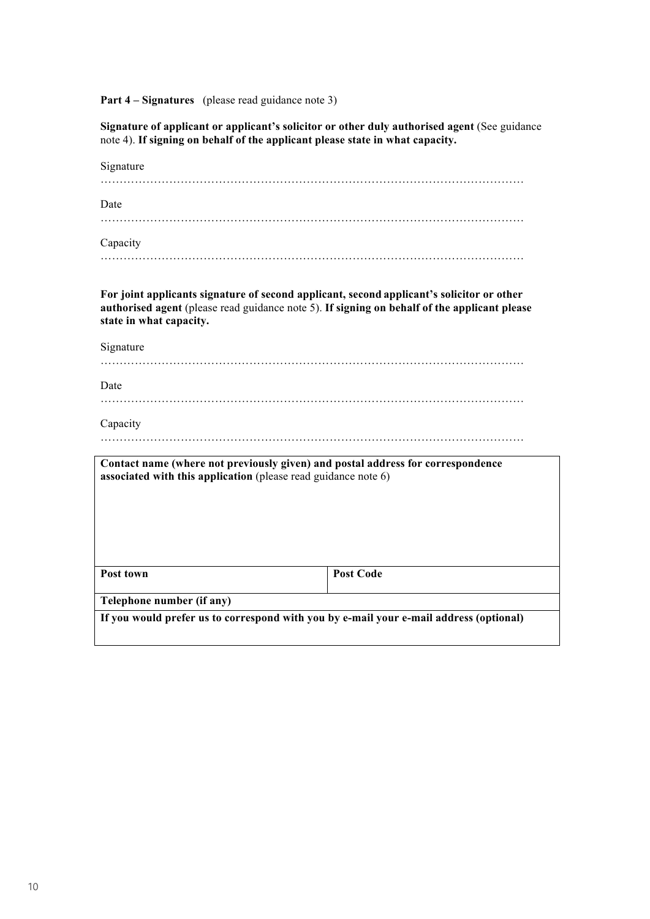**Part 4 – Signatures** (please read guidance note 3)

**Signature of applicant or applicant's solicitor or other duly authorised agent** (See guidance note 4). **If signing on behalf of the applicant please state in what capacity.**

Signature

…………………………………………………………………………………………………

Date

…………………………………………………………………………………………………

Capacity

…………………………………………………………………………………………………

**For joint applicants signature of second applicant, second applicant's solicitor or other authorised agent** (please read guidance note 5). **If signing on behalf of the applicant please state in what capacity.**

Signature

…………………………………………………………………………………………………

Date

…………………………………………………………………………………………………

Capacity

…………………………………………………………………………………………………

| **Contact name (where not previously given) and postal address for correspondence associated with this application** (please read guidance note 6) | |
|---|---|
| **Post town** | **Post Code** |
| **Telephone number (if any)** | |
| **If you would prefer us to correspond with you by e-mail your e-mail address (optional)** | |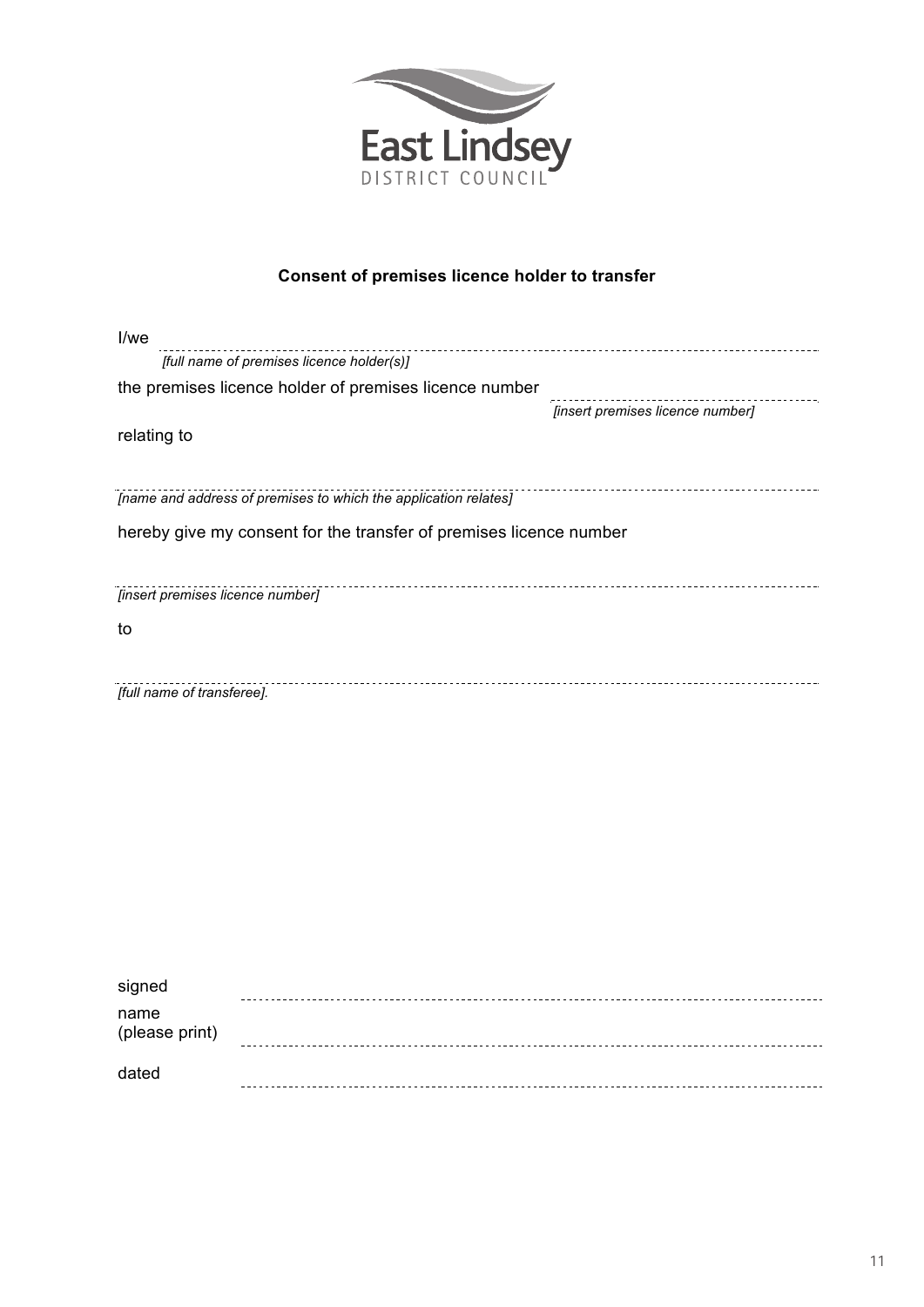East Lindsey
DISTRICT COUNCIL

**Consent of premises licence holder to transfer**

I/we ..............................................................................................................................

*[full name of premises licence holder(s)]*

the premises licence holder of premises licence number ..........................................

*[insert premises licence number]*

relating to

..............................................................................................................................

*[name and address of premises to which the application relates]*

hereby give my consent for the transfer of premises licence number

..............................................................................................................................

*[insert premises licence number]*

to

..............................................................................................................................

*[full name of transferee].*

signed ..............................................................................................................................

name (please print) ..............................................................................................................................

dated ..............................................................................................................................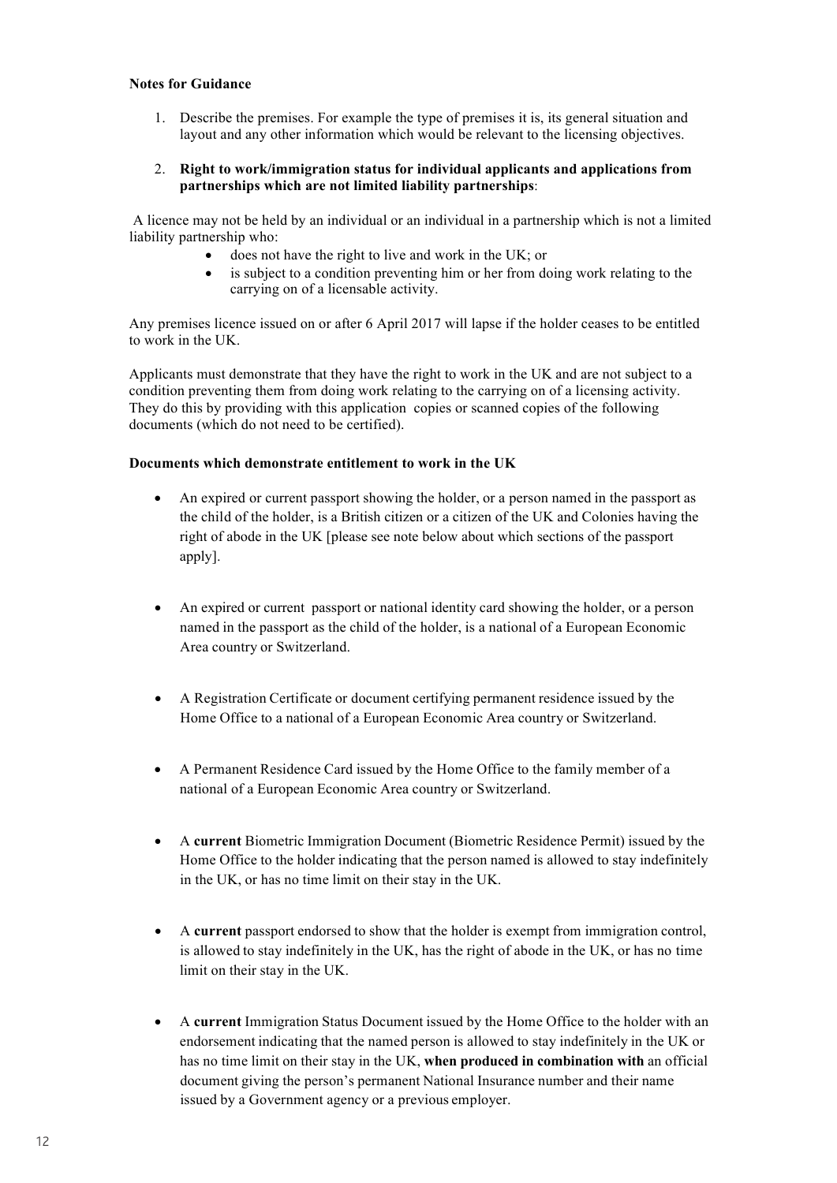**Notes for Guidance**

1. Describe the premises. For example the type of premises it is, its general situation and layout and any other information which would be relevant to the licensing objectives.

2. **Right to work/immigration status for individual applicants and applications from partnerships which are not limited liability partnerships**:

A licence may not be held by an individual or an individual in a partnership which is not a limited liability partnership who:

- does not have the right to live and work in the UK; or
- is subject to a condition preventing him or her from doing work relating to the carrying on of a licensable activity.

Any premises licence issued on or after 6 April 2017 will lapse if the holder ceases to be entitled to work in the UK.

Applicants must demonstrate that they have the right to work in the UK and are not subject to a condition preventing them from doing work relating to the carrying on of a licensing activity. They do this by providing with this application copies or scanned copies of the following documents (which do not need to be certified).

**Documents which demonstrate entitlement to work in the UK**

- An expired or current passport showing the holder, or a person named in the passport as the child of the holder, is a British citizen or a citizen of the UK and Colonies having the right of abode in the UK [please see note below about which sections of the passport apply].

- An expired or current passport or national identity card showing the holder, or a person named in the passport as the child of the holder, is a national of a European Economic Area country or Switzerland.

- A Registration Certificate or document certifying permanent residence issued by the Home Office to a national of a European Economic Area country or Switzerland.

- A Permanent Residence Card issued by the Home Office to the family member of a national of a European Economic Area country or Switzerland.

- A **current** Biometric Immigration Document (Biometric Residence Permit) issued by the Home Office to the holder indicating that the person named is allowed to stay indefinitely in the UK, or has no time limit on their stay in the UK.

- A **current** passport endorsed to show that the holder is exempt from immigration control, is allowed to stay indefinitely in the UK, has the right of abode in the UK, or has no time limit on their stay in the UK.

- A **current** Immigration Status Document issued by the Home Office to the holder with an endorsement indicating that the named person is allowed to stay indefinitely in the UK or has no time limit on their stay in the UK, **when produced in combination with** an official document giving the person's permanent National Insurance number and their name issued by a Government agency or a previous employer.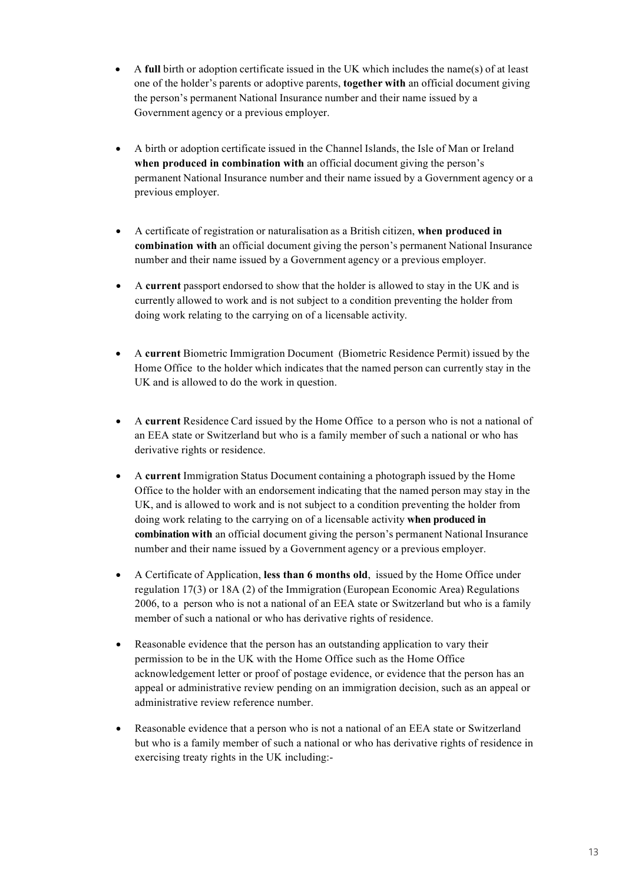- A **full** birth or adoption certificate issued in the UK which includes the name(s) of at least one of the holder's parents or adoptive parents, **together with** an official document giving the person's permanent National Insurance number and their name issued by a Government agency or a previous employer.

- A birth or adoption certificate issued in the Channel Islands, the Isle of Man or Ireland **when produced in combination with** an official document giving the person's permanent National Insurance number and their name issued by a Government agency or a previous employer.

- A certificate of registration or naturalisation as a British citizen, **when produced in combination with** an official document giving the person's permanent National Insurance number and their name issued by a Government agency or a previous employer.

- A **current** passport endorsed to show that the holder is allowed to stay in the UK and is currently allowed to work and is not subject to a condition preventing the holder from doing work relating to the carrying on of a licensable activity.

- A **current** Biometric Immigration Document (Biometric Residence Permit) issued by the Home Office to the holder which indicates that the named person can currently stay in the UK and is allowed to do the work in question.

- A **current** Residence Card issued by the Home Office to a person who is not a national of an EEA state or Switzerland but who is a family member of such a national or who has derivative rights or residence.

- A **current** Immigration Status Document containing a photograph issued by the Home Office to the holder with an endorsement indicating that the named person may stay in the UK, and is allowed to work and is not subject to a condition preventing the holder from doing work relating to the carrying on of a licensable activity **when produced in combination with** an official document giving the person's permanent National Insurance number and their name issued by a Government agency or a previous employer.

- A Certificate of Application, **less than 6 months old**, issued by the Home Office under regulation 17(3) or 18A (2) of the Immigration (European Economic Area) Regulations 2006, to a person who is not a national of an EEA state or Switzerland but who is a family member of such a national or who has derivative rights of residence.

- Reasonable evidence that the person has an outstanding application to vary their permission to be in the UK with the Home Office such as the Home Office acknowledgement letter or proof of postage evidence, or evidence that the person has an appeal or administrative review pending on an immigration decision, such as an appeal or administrative review reference number.

- Reasonable evidence that a person who is not a national of an EEA state or Switzerland but who is a family member of such a national or who has derivative rights of residence in exercising treaty rights in the UK including:-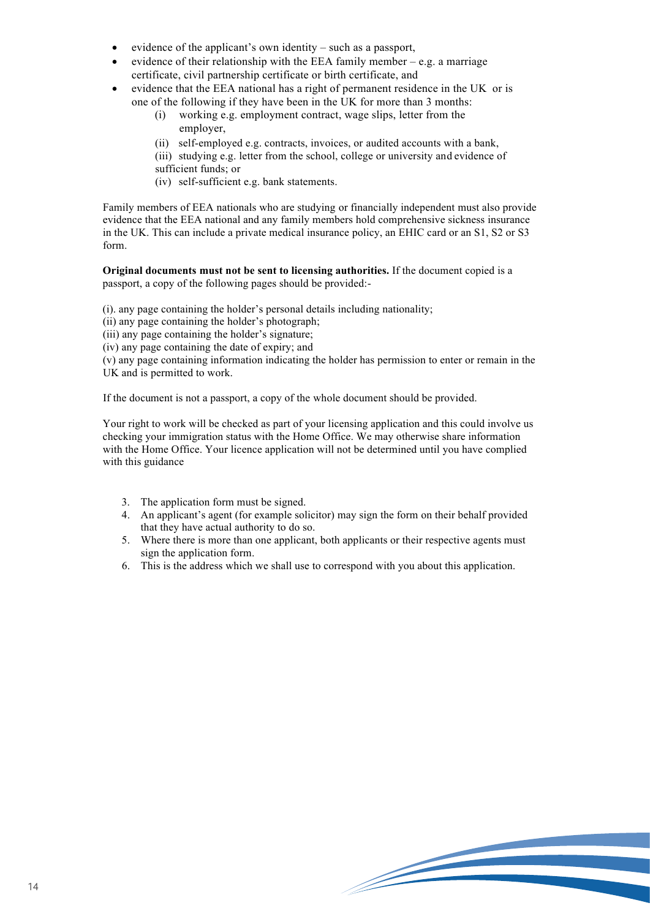- evidence of the applicant's own identity – such as a passport,
- evidence of their relationship with the EEA family member – e.g. a marriage certificate, civil partnership certificate or birth certificate, and
- evidence that the EEA national has a right of permanent residence in the UK or is one of the following if they have been in the UK for more than 3 months:
    - (i) working e.g. employment contract, wage slips, letter from the employer,
    - (ii) self-employed e.g. contracts, invoices, or audited accounts with a bank,
    - (iii) studying e.g. letter from the school, college or university and evidence of sufficient funds; or
    - (iv) self-sufficient e.g. bank statements.

Family members of EEA nationals who are studying or financially independent must also provide evidence that the EEA national and any family members hold comprehensive sickness insurance in the UK. This can include a private medical insurance policy, an EHIC card or an S1, S2 or S3 form.

**Original documents must not be sent to licensing authorities.** If the document copied is a passport, a copy of the following pages should be provided:-

(i). any page containing the holder's personal details including nationality;
(ii) any page containing the holder's photograph;
(iii) any page containing the holder's signature;
(iv) any page containing the date of expiry; and
(v) any page containing information indicating the holder has permission to enter or remain in the UK and is permitted to work.

If the document is not a passport, a copy of the whole document should be provided.

Your right to work will be checked as part of your licensing application and this could involve us checking your immigration status with the Home Office. We may otherwise share information with the Home Office. Your licence application will not be determined until you have complied with this guidance

3. The application form must be signed.
4. An applicant's agent (for example solicitor) may sign the form on their behalf provided that they have actual authority to do so.
5. Where there is more than one applicant, both applicants or their respective agents must sign the application form.
6. This is the address which we shall use to correspond with you about this application.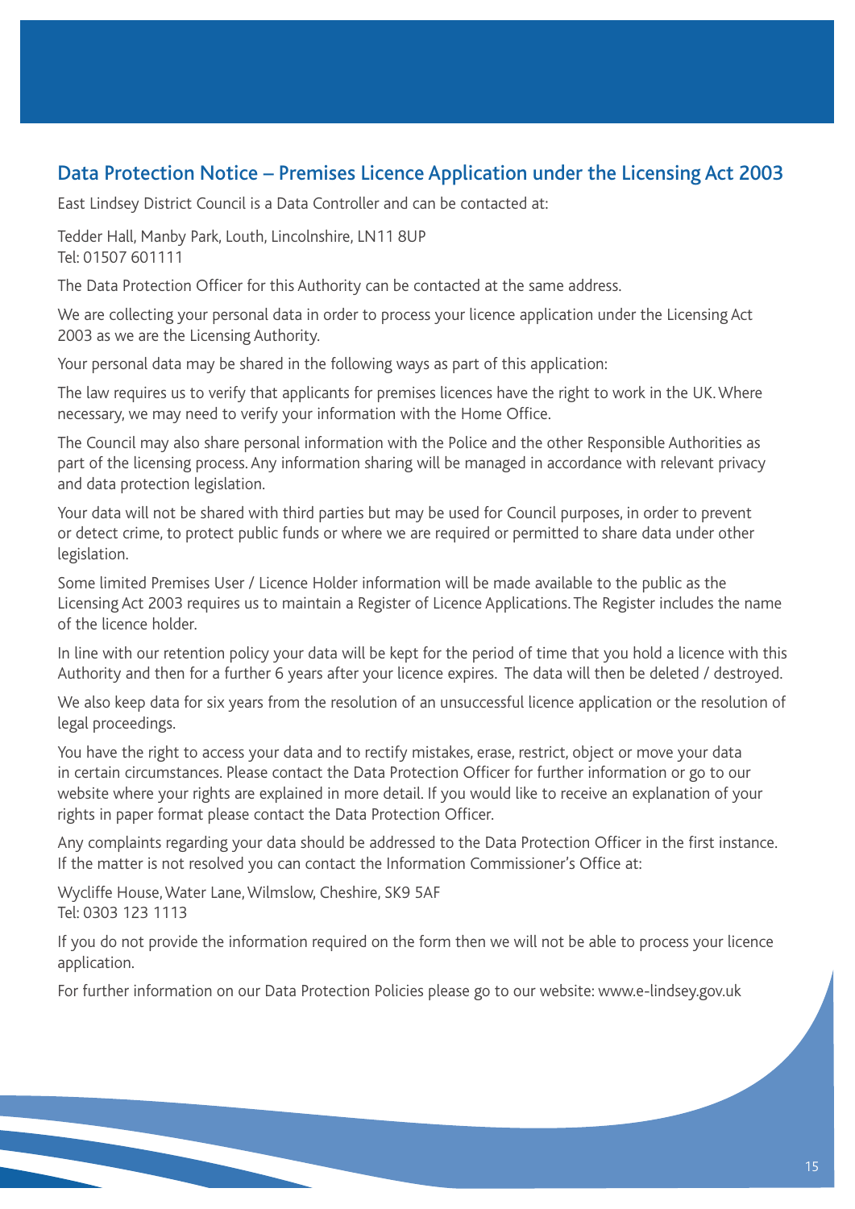## Data Protection Notice – Premises Licence Application under the Licensing Act 2003

East Lindsey District Council is a Data Controller and can be contacted at:

Tedder Hall, Manby Park, Louth, Lincolnshire, LN11 8UP
Tel: 01507 601111

The Data Protection Officer for this Authority can be contacted at the same address.

We are collecting your personal data in order to process your licence application under the Licensing Act 2003 as we are the Licensing Authority.

Your personal data may be shared in the following ways as part of this application:

The law requires us to verify that applicants for premises licences have the right to work in the UK. Where necessary, we may need to verify your information with the Home Office.

The Council may also share personal information with the Police and the other Responsible Authorities as part of the licensing process. Any information sharing will be managed in accordance with relevant privacy and data protection legislation.

Your data will not be shared with third parties but may be used for Council purposes, in order to prevent or detect crime, to protect public funds or where we are required or permitted to share data under other legislation.

Some limited Premises User / Licence Holder information will be made available to the public as the Licensing Act 2003 requires us to maintain a Register of Licence Applications. The Register includes the name of the licence holder.

In line with our retention policy your data will be kept for the period of time that you hold a licence with this Authority and then for a further 6 years after your licence expires. The data will then be deleted / destroyed.

We also keep data for six years from the resolution of an unsuccessful licence application or the resolution of legal proceedings.

You have the right to access your data and to rectify mistakes, erase, restrict, object or move your data in certain circumstances. Please contact the Data Protection Officer for further information or go to our website where your rights are explained in more detail. If you would like to receive an explanation of your rights in paper format please contact the Data Protection Officer.

Any complaints regarding your data should be addressed to the Data Protection Officer in the first instance. If the matter is not resolved you can contact the Information Commissioner's Office at:

Wycliffe House, Water Lane, Wilmslow, Cheshire, SK9 5AF
Tel: 0303 123 1113

If you do not provide the information required on the form then we will not be able to process your licence application.

For further information on our Data Protection Policies please go to our website: www.e-lindsey.gov.uk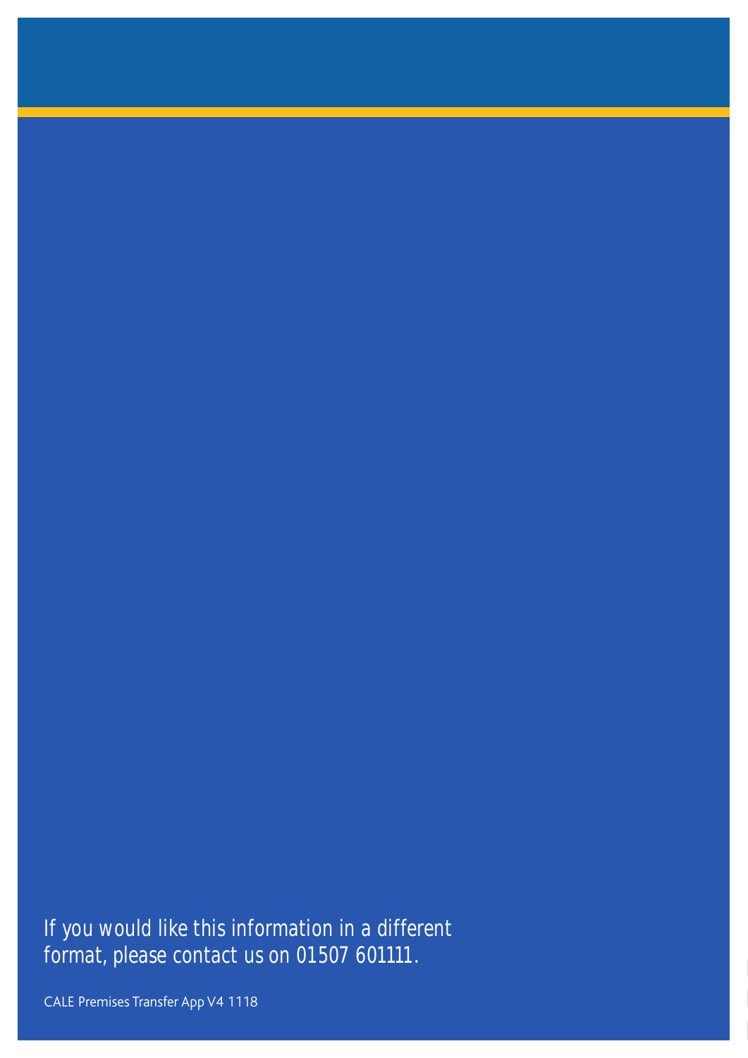If you would like this information in a different format, please contact us on 01507 601111.

CALE Premises Transfer App V4 1118